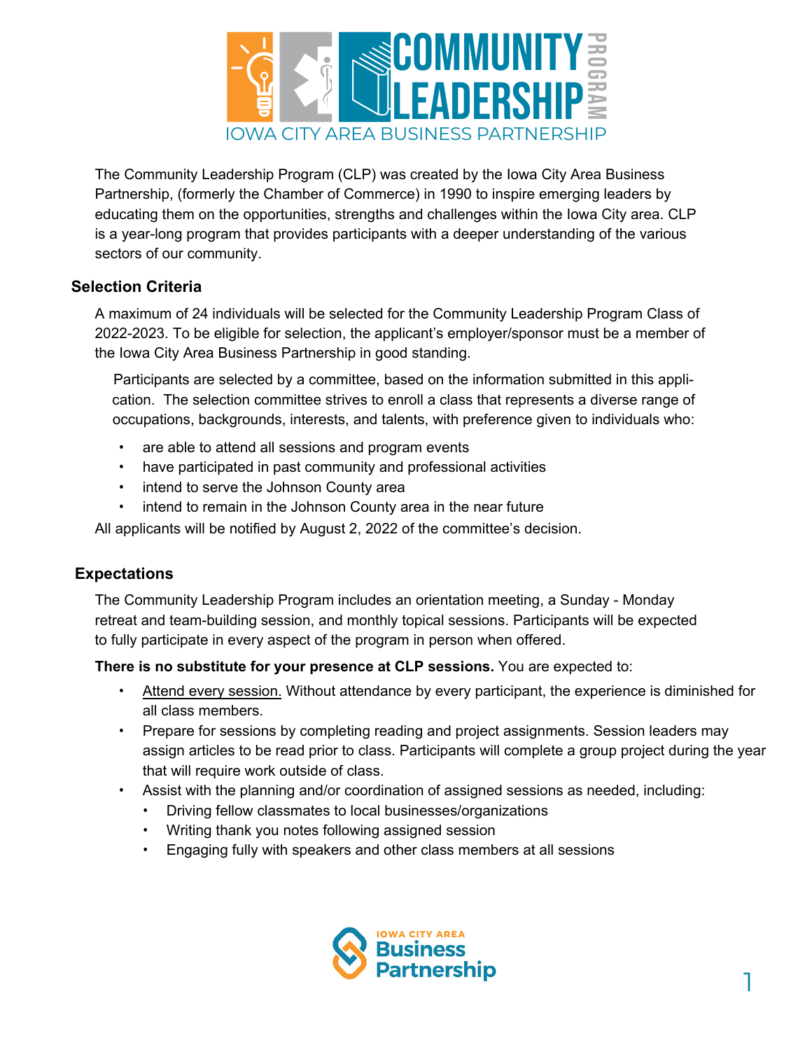# COMMUNITY LEADERSHIP PROGRAM

IOWA CITY AREA BUSINESS PARTNERSHIP

The Community Leadership Program (CLP) was created by the Iowa City Area Business Partnership, (formerly the Chamber of Commerce) in 1990 to inspire emerging leaders by educating them on the opportunities, strengths and challenges within the Iowa City area. CLP is a year-long program that provides participants with a deeper understanding of the various sectors of our community.

## Selection Criteria

A maximum of 24 individuals will be selected for the Community Leadership Program Class of 2022-2023. To be eligible for selection, the applicant's employer/sponsor must be a member of the Iowa City Area Business Partnership in good standing.

Participants are selected by a committee, based on the information submitted in this application. The selection committee strives to enroll a class that represents a diverse range of occupations, backgrounds, interests, and talents, with preference given to individuals who:

- are able to attend all sessions and program events
- have participated in past community and professional activities
- intend to serve the Johnson County area
- intend to remain in the Johnson County area in the near future

All applicants will be notified by August 2, 2022 of the committee's decision.

## Expectations

The Community Leadership Program includes an orientation meeting, a Sunday - Monday retreat and team-building session, and monthly topical sessions. Participants will be expected to fully participate in every aspect of the program in person when offered.

**There is no substitute for your presence at CLP sessions.** You are expected to:

- Attend every session. Without attendance by every participant, the experience is diminished for all class members.
- Prepare for sessions by completing reading and project assignments. Session leaders may assign articles to be read prior to class. Participants will complete a group project during the year that will require work outside of class.
- Assist with the planning and/or coordination of assigned sessions as needed, including:
  - Driving fellow classmates to local businesses/organizations
  - Writing thank you notes following assigned session
  - Engaging fully with speakers and other class members at all sessions

IOWA CITY AREA Business Partnership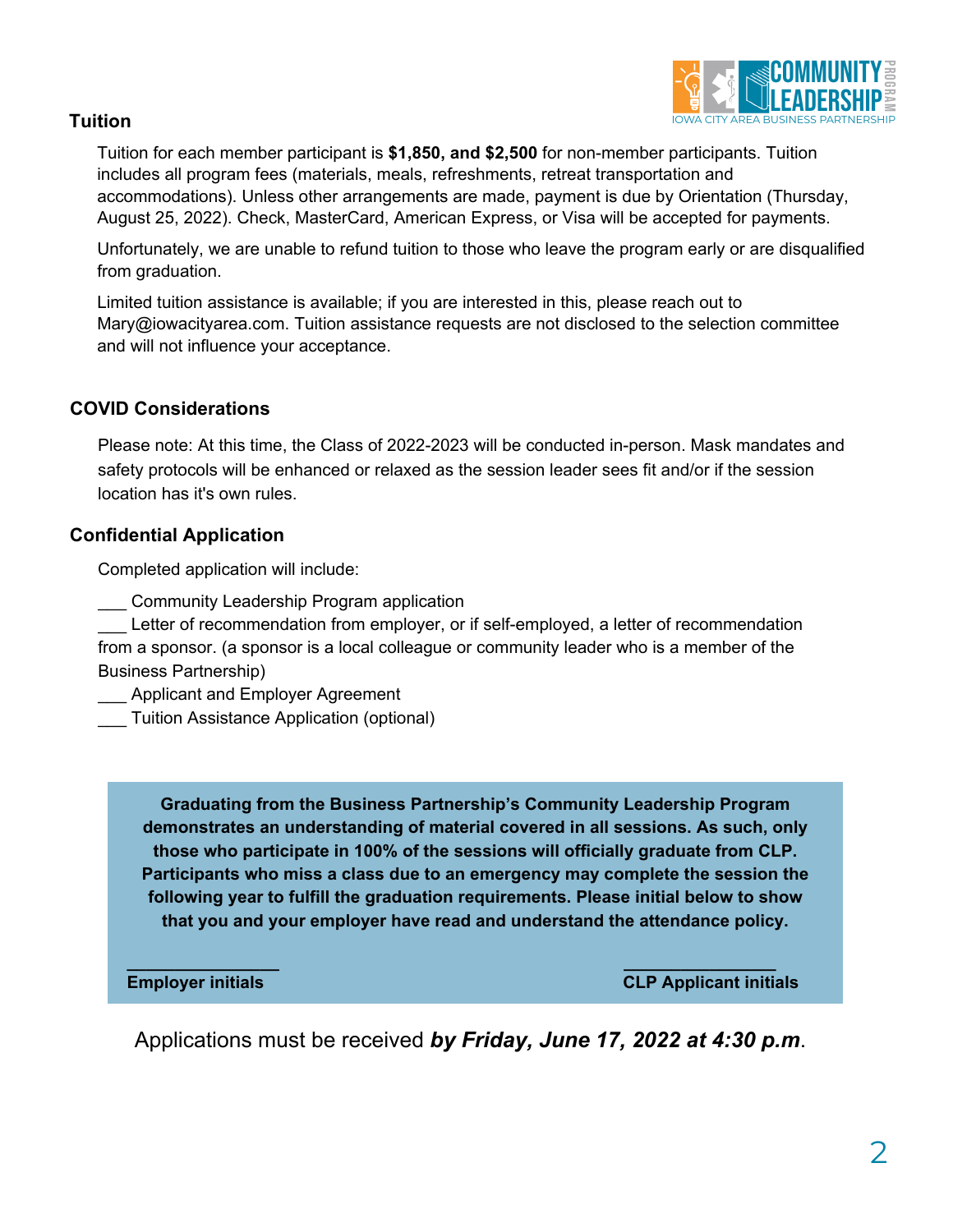## Tuition

Tuition for each member participant is **$1,850, and $2,500** for non-member participants. Tuition includes all program fees (materials, meals, refreshments, retreat transportation and accommodations). Unless other arrangements are made, payment is due by Orientation (Thursday, August 25, 2022). Check, MasterCard, American Express, or Visa will be accepted for payments.

Unfortunately, we are unable to refund tuition to those who leave the program early or are disqualified from graduation.

Limited tuition assistance is available; if you are interested in this, please reach out to Mary@iowacityarea.com. Tuition assistance requests are not disclosed to the selection committee and will not influence your acceptance.

## COVID Considerations

Please note: At this time, the Class of 2022-2023 will be conducted in-person. Mask mandates and safety protocols will be enhanced or relaxed as the session leader sees fit and/or if the session location has it's own rules.

## Confidential Application

Completed application will include:

___ Community Leadership Program application
___ Letter of recommendation from employer, or if self-employed, a letter of recommendation from a sponsor. (a sponsor is a local colleague or community leader who is a member of the Business Partnership)
___ Applicant and Employer Agreement
___ Tuition Assistance Application (optional)

**Graduating from the Business Partnership's Community Leadership Program demonstrates an understanding of material covered in all sessions. As such, only those who participate in 100% of the sessions will officially graduate from CLP. Participants who miss a class due to an emergency may complete the session the following year to fulfill the graduation requirements. Please initial below to show that you and your employer have read and understand the attendance policy.**

________________ **Employer initials**

________________ **CLP Applicant initials**

Applications must be received ***by Friday, June 17, 2022 at 4:30 p.m***.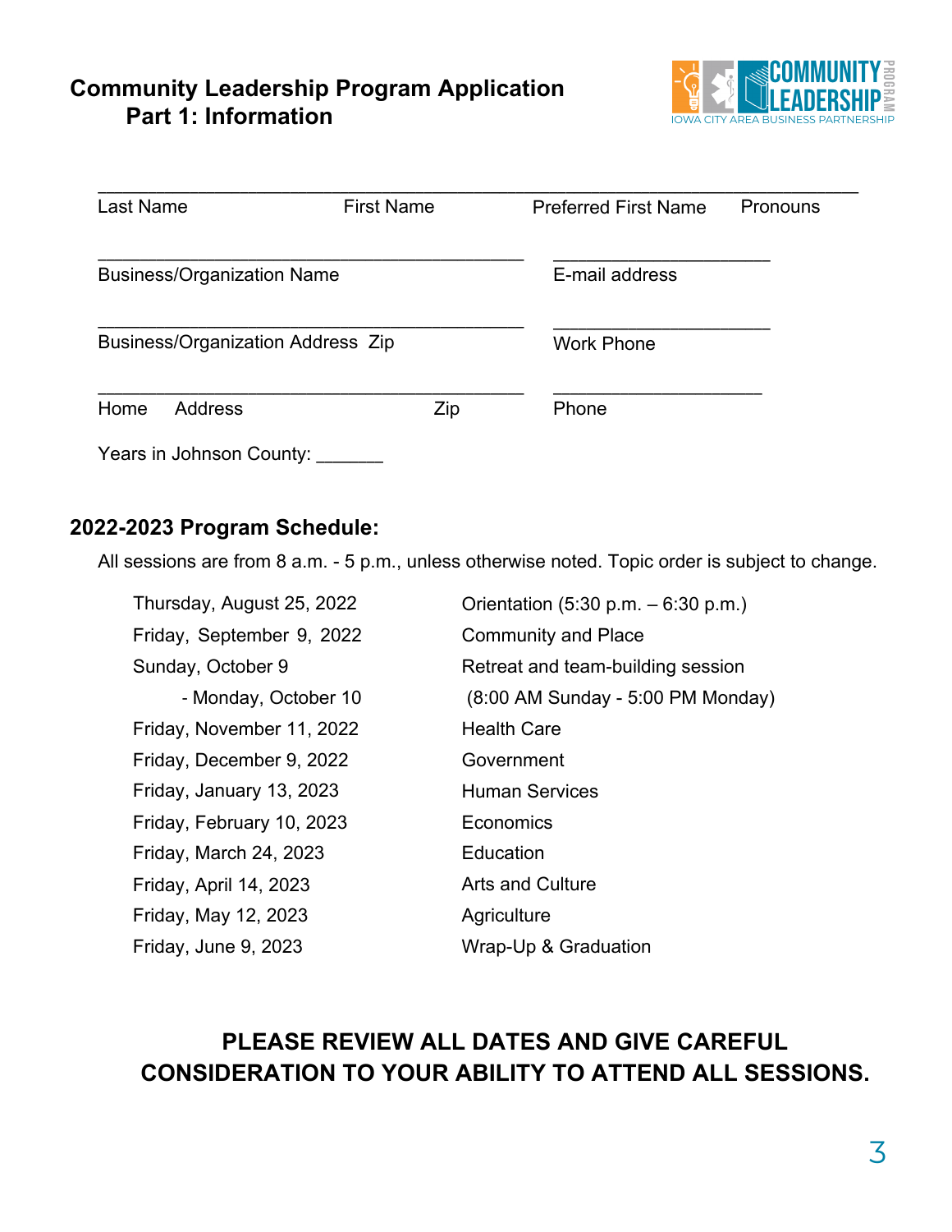# Community Leadership Program Application
## Part 1: Information

_______________________________________________________________
Last Name First Name Preferred First Name Pronouns

_____________________________________ _____________________
Business/Organization Name E-mail address

_____________________________________ _____________________
Business/Organization Address Zip Work Phone

_____________________________________ _____________________
Home Address Zip Phone

Years in Johnson County: _______

## 2022-2023 Program Schedule:

All sessions are from 8 a.m. - 5 p.m., unless otherwise noted. Topic order is subject to change.

| | |
|---|---|
| Thursday, August 25, 2022 | Orientation (5:30 p.m. – 6:30 p.m.) |
| Friday, September 9, 2022 | Community and Place |
| Sunday, October 9 - Monday, October 10 | Retreat and team-building session (8:00 AM Sunday - 5:00 PM Monday) |
| Friday, November 11, 2022 | Health Care |
| Friday, December 9, 2022 | Government |
| Friday, January 13, 2023 | Human Services |
| Friday, February 10, 2023 | Economics |
| Friday, March 24, 2023 | Education |
| Friday, April 14, 2023 | Arts and Culture |
| Friday, May 12, 2023 | Agriculture |
| Friday, June 9, 2023 | Wrap-Up & Graduation |

**PLEASE REVIEW ALL DATES AND GIVE CAREFUL CONSIDERATION TO YOUR ABILITY TO ATTEND ALL SESSIONS.**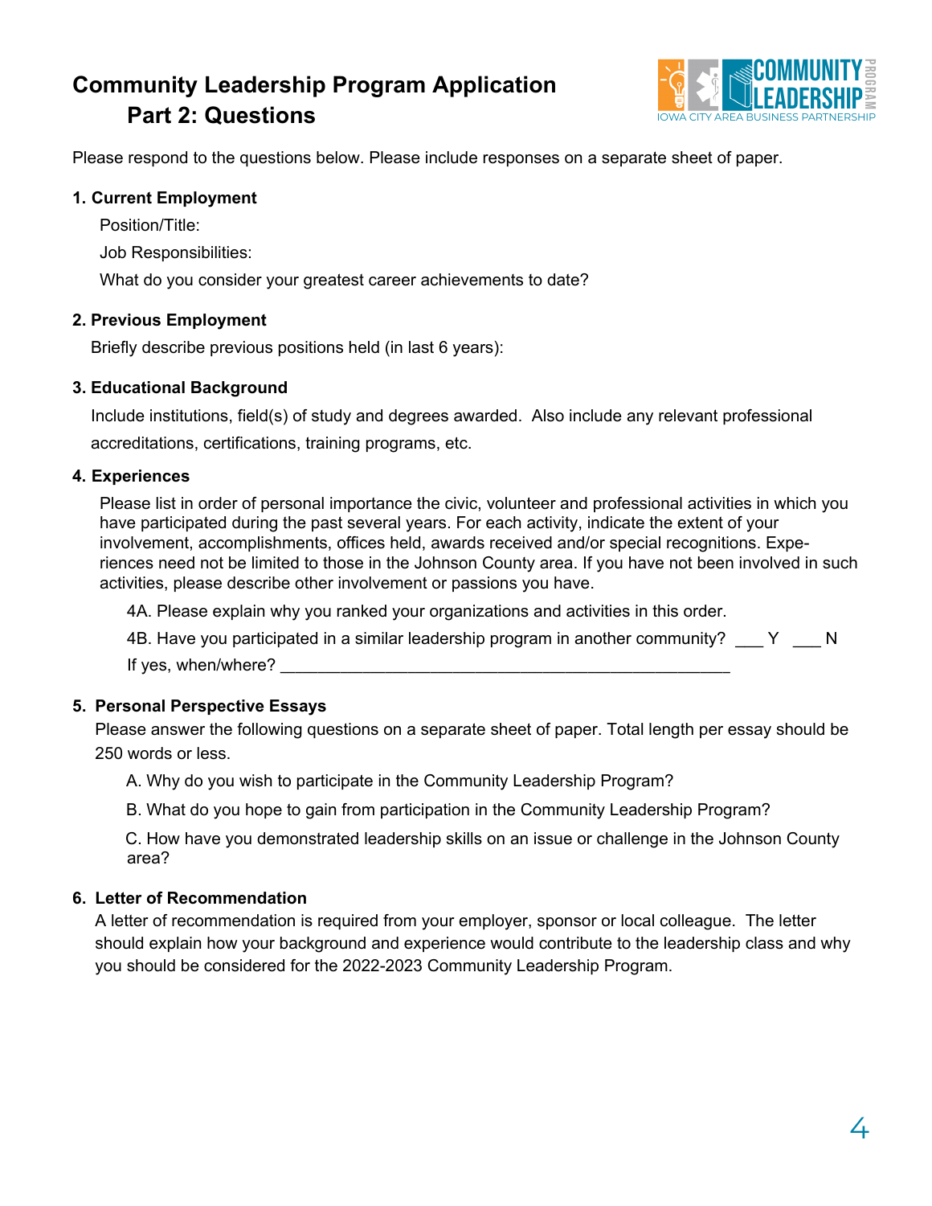# Community Leadership Program Application
## Part 2: Questions

Please respond to the questions below. Please include responses on a separate sheet of paper.

**1. Current Employment**

Position/Title:

Job Responsibilities:

What do you consider your greatest career achievements to date?

**2. Previous Employment**

Briefly describe previous positions held (in last 6 years):

**3. Educational Background**

Include institutions, field(s) of study and degrees awarded. Also include any relevant professional accreditations, certifications, training programs, etc.

**4. Experiences**

Please list in order of personal importance the civic, volunteer and professional activities in which you have participated during the past several years. For each activity, indicate the extent of your involvement, accomplishments, offices held, awards received and/or special recognitions. Experiences need not be limited to those in the Johnson County area. If you have not been involved in such activities, please describe other involvement or passions you have.

4A. Please explain why you ranked your organizations and activities in this order.

4B. Have you participated in a similar leadership program in another community? ___ Y ___ N

If yes, when/where? _______________________________________________

**5. Personal Perspective Essays**

Please answer the following questions on a separate sheet of paper. Total length per essay should be 250 words or less.

A. Why do you wish to participate in the Community Leadership Program?

B. What do you hope to gain from participation in the Community Leadership Program?

C. How have you demonstrated leadership skills on an issue or challenge in the Johnson County area?

**6. Letter of Recommendation**

A letter of recommendation is required from your employer, sponsor or local colleague. The letter should explain how your background and experience would contribute to the leadership class and why you should be considered for the 2022-2023 Community Leadership Program.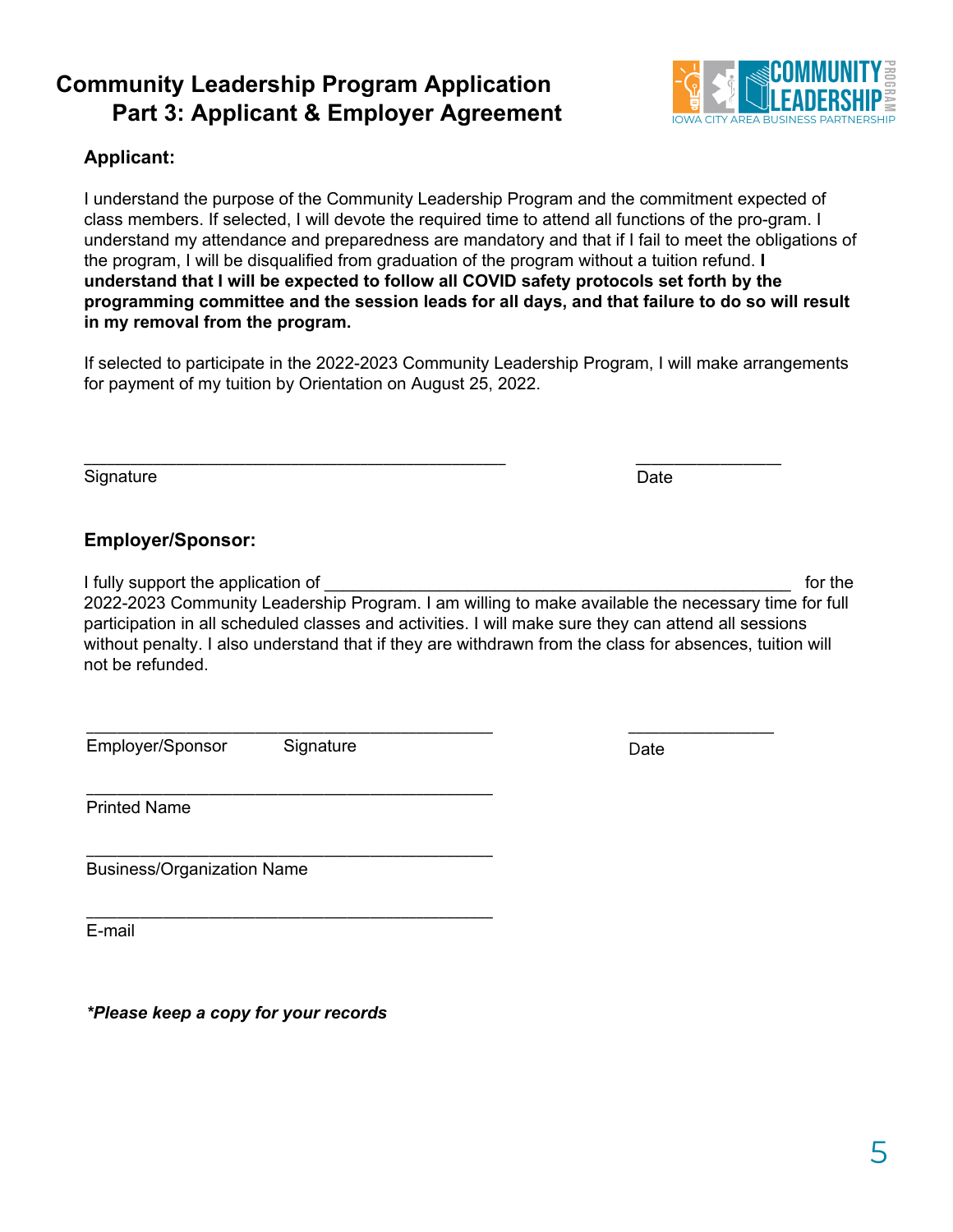# Community Leadership Program Application
## Part 3: Applicant & Employer Agreement

### Applicant:

I understand the purpose of the Community Leadership Program and the commitment expected of class members. If selected, I will devote the required time to attend all functions of the pro-gram. I understand my attendance and preparedness are mandatory and that if I fail to meet the obligations of the program, I will be disqualified from graduation of the program without a tuition refund. **I understand that I will be expected to follow all COVID safety protocols set forth by the programming committee and the session leads for all days, and that failure to do so will result in my removal from the program.**

If selected to participate in the 2022-2023 Community Leadership Program, I will make arrangements for payment of my tuition by Orientation on August 25, 2022.

_____________________________________________ _______________

Signature Date

### Employer/Sponsor:

I fully support the application of __________________________________________________ for the 2022-2023 Community Leadership Program. I am willing to make available the necessary time for full participation in all scheduled classes and activities. I will make sure they can attend all sessions without penalty. I also understand that if they are withdrawn from the class for absences, tuition will not be refunded.

_____________________________________________ _______________

Employer/Sponsor Signature Date

_____________________________________________

Printed Name

_____________________________________________

Business/Organization Name

_____________________________________________

E-mail

***Please keep a copy for your records**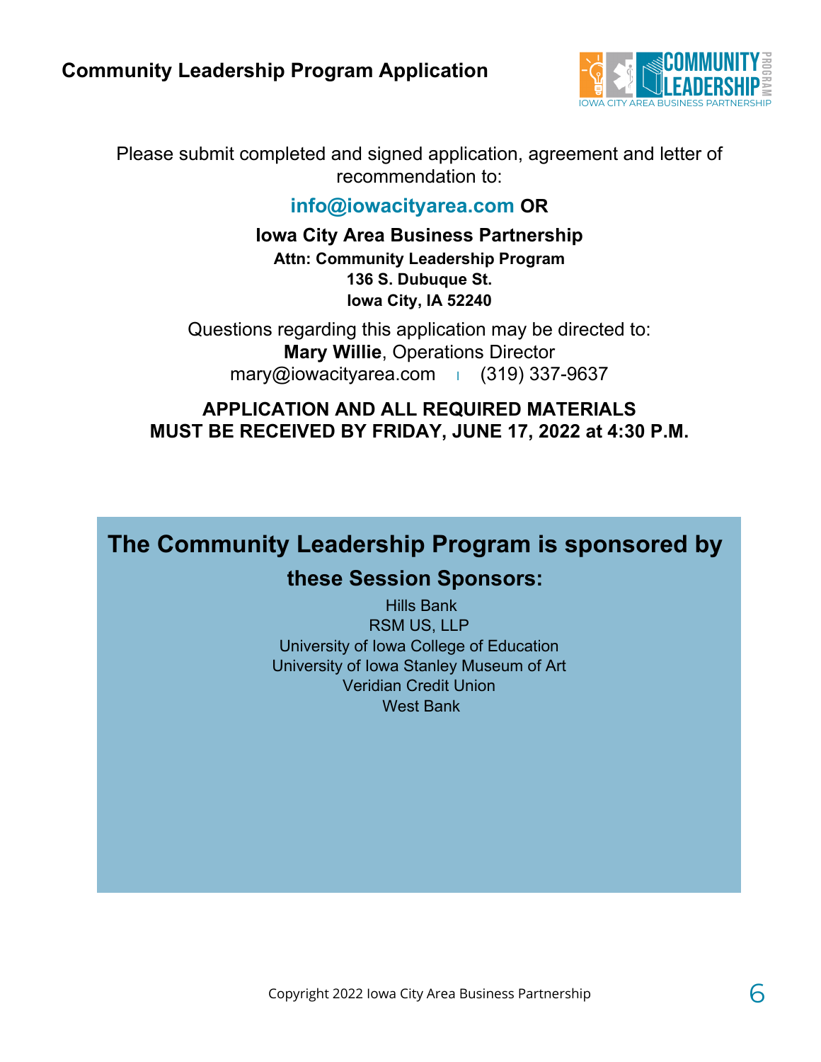# Community Leadership Program Application

Please submit completed and signed application, agreement and letter of recommendation to:

**info@iowacityarea.com OR**

**Iowa City Area Business Partnership**
**Attn: Community Leadership Program**
**136 S. Dubuque St.**
**Iowa City, IA 52240**

Questions regarding this application may be directed to:
**Mary Willie**, Operations Director
mary@iowacityarea.com | (319) 337-9637

**APPLICATION AND ALL REQUIRED MATERIALS MUST BE RECEIVED BY FRIDAY, JUNE 17, 2022 at 4:30 P.M.**

## The Community Leadership Program is sponsored by these Session Sponsors:

Hills Bank
RSM US, LLP
University of Iowa College of Education
University of Iowa Stanley Museum of Art
Veridian Credit Union
West Bank

Copyright 2022 Iowa City Area Business Partnership